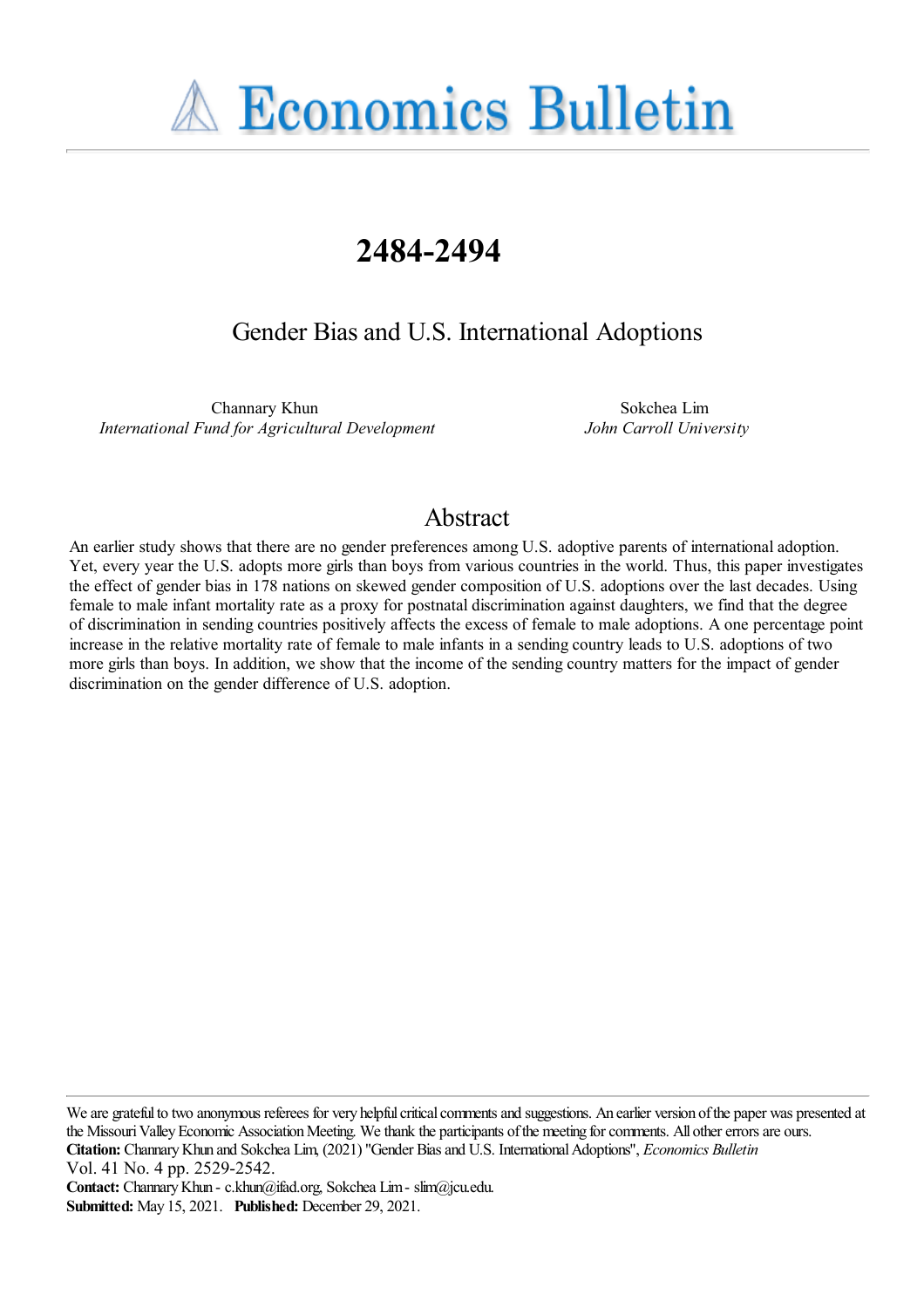# Economics Bulletin

# 2484-2494

## Gender Bias and U.S. International Adoptions

Channary Khun
*International Fund for Agricultural Development*

Sokchea Lim
*John Carroll University*

## Abstract

An earlier study shows that there are no gender preferences among U.S. adoptive parents of international adoption. Yet, every year the U.S. adopts more girls than boys from various countries in the world. Thus, this paper investigates the effect of gender bias in 178 nations on skewed gender composition of U.S. adoptions over the last decades. Using female to male infant mortality rate as a proxy for postnatal discrimination against daughters, we find that the degree of discrimination in sending countries positively affects the excess of female to male adoptions. A one percentage point increase in the relative mortality rate of female to male infants in a sending country leads to U.S. adoptions of two more girls than boys. In addition, we show that the income of the sending country matters for the impact of gender discrimination on the gender difference of U.S. adoption.

We are grateful to two anonymous referees for very helpful critical comments and suggestions. An earlier version of the paper was presented at the Missouri Valley Economic Association Meeting. We thank the participants of the meeting for comments. All other errors are ours.
**Citation:** Channary Khun and Sokchea Lim, (2021) "Gender Bias and U.S. International Adoptions", *Economics Bulletin* Vol. 41 No. 4 pp. 2529-2542.
**Contact:** Channary Khun - c.khun@ifad.org, Sokchea Lim - slim@jcu.edu.
**Submitted:** May 15, 2021. **Published:** December 29, 2021.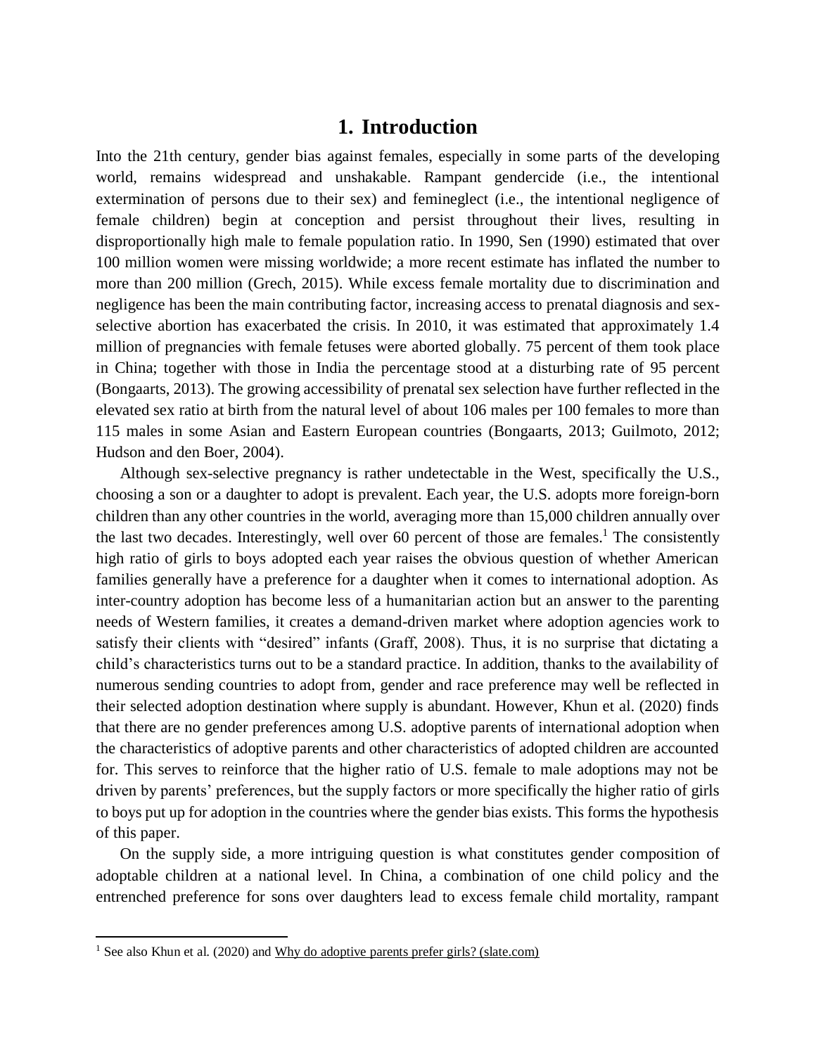# 1. Introduction

Into the 21th century, gender bias against females, especially in some parts of the developing world, remains widespread and unshakable. Rampant gendercide (i.e., the intentional extermination of persons due to their sex) and femineglect (i.e., the intentional negligence of female children) begin at conception and persist throughout their lives, resulting in disproportionally high male to female population ratio. In 1990, Sen (1990) estimated that over 100 million women were missing worldwide; a more recent estimate has inflated the number to more than 200 million (Grech, 2015). While excess female mortality due to discrimination and negligence has been the main contributing factor, increasing access to prenatal diagnosis and sex-selective abortion has exacerbated the crisis. In 2010, it was estimated that approximately 1.4 million of pregnancies with female fetuses were aborted globally. 75 percent of them took place in China; together with those in India the percentage stood at a disturbing rate of 95 percent (Bongaarts, 2013). The growing accessibility of prenatal sex selection have further reflected in the elevated sex ratio at birth from the natural level of about 106 males per 100 females to more than 115 males in some Asian and Eastern European countries (Bongaarts, 2013; Guilmoto, 2012; Hudson and den Boer, 2004).

Although sex-selective pregnancy is rather undetectable in the West, specifically the U.S., choosing a son or a daughter to adopt is prevalent. Each year, the U.S. adopts more foreign-born children than any other countries in the world, averaging more than 15,000 children annually over the last two decades. Interestingly, well over 60 percent of those are females.[1] The consistently high ratio of girls to boys adopted each year raises the obvious question of whether American families generally have a preference for a daughter when it comes to international adoption. As inter-country adoption has become less of a humanitarian action but an answer to the parenting needs of Western families, it creates a demand-driven market where adoption agencies work to satisfy their clients with "desired" infants (Graff, 2008). Thus, it is no surprise that dictating a child's characteristics turns out to be a standard practice. In addition, thanks to the availability of numerous sending countries to adopt from, gender and race preference may well be reflected in their selected adoption destination where supply is abundant. However, Khun et al. (2020) finds that there are no gender preferences among U.S. adoptive parents of international adoption when the characteristics of adoptive parents and other characteristics of adopted children are accounted for. This serves to reinforce that the higher ratio of U.S. female to male adoptions may not be driven by parents' preferences, but the supply factors or more specifically the higher ratio of girls to boys put up for adoption in the countries where the gender bias exists. This forms the hypothesis of this paper.

On the supply side, a more intriguing question is what constitutes gender composition of adoptable children at a national level. In China, a combination of one child policy and the entrenched preference for sons over daughters lead to excess female child mortality, rampant

[1] See also Khun et al. (2020) and Why do adoptive parents prefer girls? (slate.com)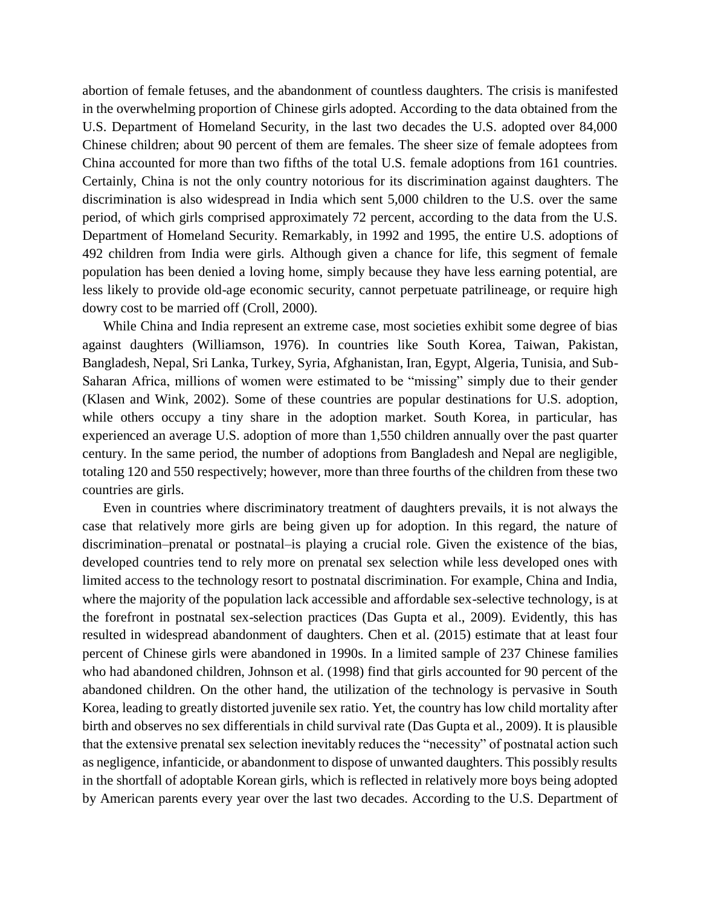abortion of female fetuses, and the abandonment of countless daughters. The crisis is manifested in the overwhelming proportion of Chinese girls adopted. According to the data obtained from the U.S. Department of Homeland Security, in the last two decades the U.S. adopted over 84,000 Chinese children; about 90 percent of them are females. The sheer size of female adoptees from China accounted for more than two fifths of the total U.S. female adoptions from 161 countries. Certainly, China is not the only country notorious for its discrimination against daughters. The discrimination is also widespread in India which sent 5,000 children to the U.S. over the same period, of which girls comprised approximately 72 percent, according to the data from the U.S. Department of Homeland Security. Remarkably, in 1992 and 1995, the entire U.S. adoptions of 492 children from India were girls. Although given a chance for life, this segment of female population has been denied a loving home, simply because they have less earning potential, are less likely to provide old-age economic security, cannot perpetuate patrilineage, or require high dowry cost to be married off (Croll, 2000).

While China and India represent an extreme case, most societies exhibit some degree of bias against daughters (Williamson, 1976). In countries like South Korea, Taiwan, Pakistan, Bangladesh, Nepal, Sri Lanka, Turkey, Syria, Afghanistan, Iran, Egypt, Algeria, Tunisia, and Sub-Saharan Africa, millions of women were estimated to be "missing" simply due to their gender (Klasen and Wink, 2002). Some of these countries are popular destinations for U.S. adoption, while others occupy a tiny share in the adoption market. South Korea, in particular, has experienced an average U.S. adoption of more than 1,550 children annually over the past quarter century. In the same period, the number of adoptions from Bangladesh and Nepal are negligible, totaling 120 and 550 respectively; however, more than three fourths of the children from these two countries are girls.

Even in countries where discriminatory treatment of daughters prevails, it is not always the case that relatively more girls are being given up for adoption. In this regard, the nature of discrimination–prenatal or postnatal–is playing a crucial role. Given the existence of the bias, developed countries tend to rely more on prenatal sex selection while less developed ones with limited access to the technology resort to postnatal discrimination. For example, China and India, where the majority of the population lack accessible and affordable sex-selective technology, is at the forefront in postnatal sex-selection practices (Das Gupta et al., 2009). Evidently, this has resulted in widespread abandonment of daughters. Chen et al. (2015) estimate that at least four percent of Chinese girls were abandoned in 1990s. In a limited sample of 237 Chinese families who had abandoned children, Johnson et al. (1998) find that girls accounted for 90 percent of the abandoned children. On the other hand, the utilization of the technology is pervasive in South Korea, leading to greatly distorted juvenile sex ratio. Yet, the country has low child mortality after birth and observes no sex differentials in child survival rate (Das Gupta et al., 2009). It is plausible that the extensive prenatal sex selection inevitably reduces the "necessity" of postnatal action such as negligence, infanticide, or abandonment to dispose of unwanted daughters. This possibly results in the shortfall of adoptable Korean girls, which is reflected in relatively more boys being adopted by American parents every year over the last two decades. According to the U.S. Department of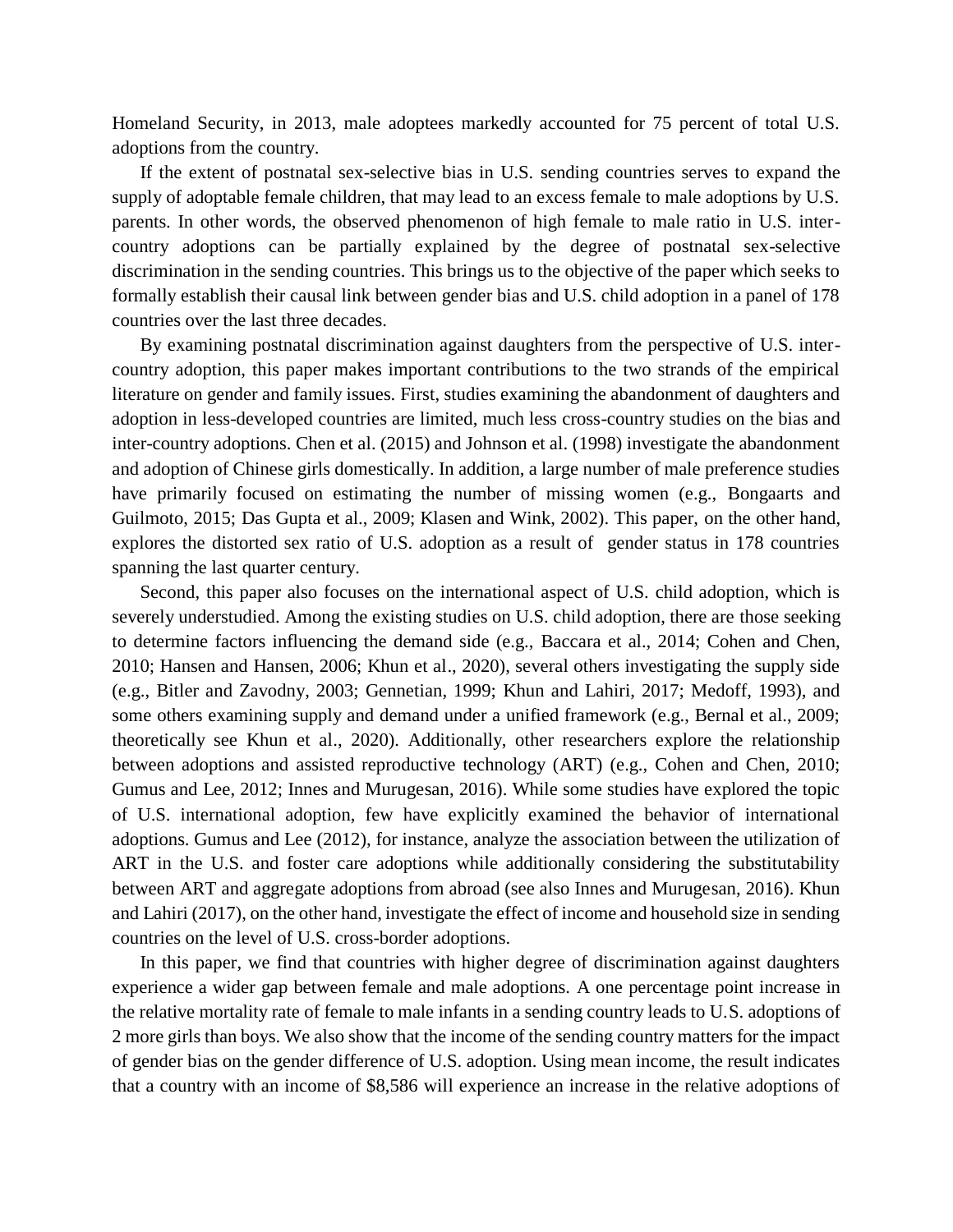Homeland Security, in 2013, male adoptees markedly accounted for 75 percent of total U.S. adoptions from the country.

If the extent of postnatal sex-selective bias in U.S. sending countries serves to expand the supply of adoptable female children, that may lead to an excess female to male adoptions by U.S. parents. In other words, the observed phenomenon of high female to male ratio in U.S. inter-country adoptions can be partially explained by the degree of postnatal sex-selective discrimination in the sending countries. This brings us to the objective of the paper which seeks to formally establish their causal link between gender bias and U.S. child adoption in a panel of 178 countries over the last three decades.

By examining postnatal discrimination against daughters from the perspective of U.S. inter-country adoption, this paper makes important contributions to the two strands of the empirical literature on gender and family issues. First, studies examining the abandonment of daughters and adoption in less-developed countries are limited, much less cross-country studies on the bias and inter-country adoptions. Chen et al. (2015) and Johnson et al. (1998) investigate the abandonment and adoption of Chinese girls domestically. In addition, a large number of male preference studies have primarily focused on estimating the number of missing women (e.g., Bongaarts and Guilmoto, 2015; Das Gupta et al., 2009; Klasen and Wink, 2002). This paper, on the other hand, explores the distorted sex ratio of U.S. adoption as a result of gender status in 178 countries spanning the last quarter century.

Second, this paper also focuses on the international aspect of U.S. child adoption, which is severely understudied. Among the existing studies on U.S. child adoption, there are those seeking to determine factors influencing the demand side (e.g., Baccara et al., 2014; Cohen and Chen, 2010; Hansen and Hansen, 2006; Khun et al., 2020), several others investigating the supply side (e.g., Bitler and Zavodny, 2003; Gennetian, 1999; Khun and Lahiri, 2017; Medoff, 1993), and some others examining supply and demand under a unified framework (e.g., Bernal et al., 2009; theoretically see Khun et al., 2020). Additionally, other researchers explore the relationship between adoptions and assisted reproductive technology (ART) (e.g., Cohen and Chen, 2010; Gumus and Lee, 2012; Innes and Murugesan, 2016). While some studies have explored the topic of U.S. international adoption, few have explicitly examined the behavior of international adoptions. Gumus and Lee (2012), for instance, analyze the association between the utilization of ART in the U.S. and foster care adoptions while additionally considering the substitutability between ART and aggregate adoptions from abroad (see also Innes and Murugesan, 2016). Khun and Lahiri (2017), on the other hand, investigate the effect of income and household size in sending countries on the level of U.S. cross-border adoptions.

In this paper, we find that countries with higher degree of discrimination against daughters experience a wider gap between female and male adoptions. A one percentage point increase in the relative mortality rate of female to male infants in a sending country leads to U.S. adoptions of 2 more girls than boys. We also show that the income of the sending country matters for the impact of gender bias on the gender difference of U.S. adoption. Using mean income, the result indicates that a country with an income of $8,586 will experience an increase in the relative adoptions of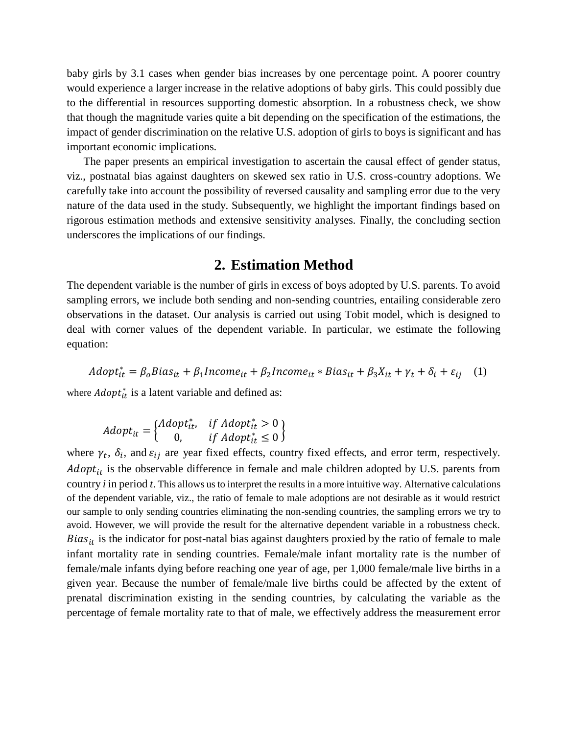baby girls by 3.1 cases when gender bias increases by one percentage point. A poorer country would experience a larger increase in the relative adoptions of baby girls. This could possibly due to the differential in resources supporting domestic absorption. In a robustness check, we show that though the magnitude varies quite a bit depending on the specification of the estimations, the impact of gender discrimination on the relative U.S. adoption of girls to boys is significant and has important economic implications.

The paper presents an empirical investigation to ascertain the causal effect of gender status, viz., postnatal bias against daughters on skewed sex ratio in U.S. cross-country adoptions. We carefully take into account the possibility of reversed causality and sampling error due to the very nature of the data used in the study. Subsequently, we highlight the important findings based on rigorous estimation methods and extensive sensitivity analyses. Finally, the concluding section underscores the implications of our findings.

## 2. Estimation Method

The dependent variable is the number of girls in excess of boys adopted by U.S. parents. To avoid sampling errors, we include both sending and non-sending countries, entailing considerable zero observations in the dataset. Our analysis is carried out using Tobit model, which is designed to deal with corner values of the dependent variable. In particular, we estimate the following equation:

$$Adopt_{it}^{*} = \beta_o Bias_{it} + \beta_1 Income_{it} + \beta_2 Income_{it} * Bias_{it} + \beta_3 X_{it} + \gamma_t + \delta_i + \varepsilon_{ij} \quad (1)$$

where $Adopt_{it}^{*}$ is a latent variable and defined as:

$$Adopt_{it} = \begin{Bmatrix} Adopt_{it}^{*}, & if\ Adopt_{it}^{*} > 0 \\ 0, & if\ Adopt_{it}^{*} \leq 0 \end{Bmatrix}$$

where $\gamma_t$, $\delta_i$, and $\varepsilon_{ij}$ are year fixed effects, country fixed effects, and error term, respectively. $Adopt_{it}$ is the observable difference in female and male children adopted by U.S. parents from country *i* in period *t*. This allows us to interpret the results in a more intuitive way. Alternative calculations of the dependent variable, viz., the ratio of female to male adoptions are not desirable as it would restrict our sample to only sending countries eliminating the non-sending countries, the sampling errors we try to avoid. However, we will provide the result for the alternative dependent variable in a robustness check. $Bias_{it}$ is the indicator for post-natal bias against daughters proxied by the ratio of female to male infant mortality rate in sending countries. Female/male infant mortality rate is the number of female/male infants dying before reaching one year of age, per 1,000 female/male live births in a given year. Because the number of female/male live births could be affected by the extent of prenatal discrimination existing in the sending countries, by calculating the variable as the percentage of female mortality rate to that of male, we effectively address the measurement error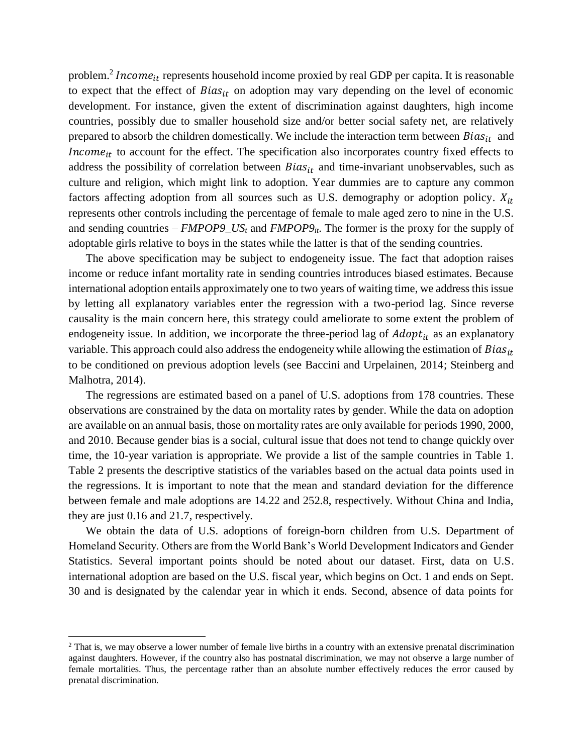problem.[2] $Income_{it}$ represents household income proxied by real GDP per capita. It is reasonable to expect that the effect of $Bias_{it}$ on adoption may vary depending on the level of economic development. For instance, given the extent of discrimination against daughters, high income countries, possibly due to smaller household size and/or better social safety net, are relatively prepared to absorb the children domestically. We include the interaction term between $Bias_{it}$ and $Income_{it}$ to account for the effect. The specification also incorporates country fixed effects to address the possibility of correlation between $Bias_{it}$ and time-invariant unobservables, such as culture and religion, which might link to adoption. Year dummies are to capture any common factors affecting adoption from all sources such as U.S. demography or adoption policy. $X_{it}$ represents other controls including the percentage of female to male aged zero to nine in the U.S. and sending countries – $FMPOP9\_US_t$ and $FMPOP9_{it}$. The former is the proxy for the supply of adoptable girls relative to boys in the states while the latter is that of the sending countries.

The above specification may be subject to endogeneity issue. The fact that adoption raises income or reduce infant mortality rate in sending countries introduces biased estimates. Because international adoption entails approximately one to two years of waiting time, we address this issue by letting all explanatory variables enter the regression with a two-period lag. Since reverse causality is the main concern here, this strategy could ameliorate to some extent the problem of endogeneity issue. In addition, we incorporate the three-period lag of $Adopt_{it}$ as an explanatory variable. This approach could also address the endogeneity while allowing the estimation of $Bias_{it}$ to be conditioned on previous adoption levels (see Baccini and Urpelainen, 2014; Steinberg and Malhotra, 2014).

The regressions are estimated based on a panel of U.S. adoptions from 178 countries. These observations are constrained by the data on mortality rates by gender. While the data on adoption are available on an annual basis, those on mortality rates are only available for periods 1990, 2000, and 2010. Because gender bias is a social, cultural issue that does not tend to change quickly over time, the 10-year variation is appropriate. We provide a list of the sample countries in Table 1. Table 2 presents the descriptive statistics of the variables based on the actual data points used in the regressions. It is important to note that the mean and standard deviation for the difference between female and male adoptions are 14.22 and 252.8, respectively. Without China and India, they are just 0.16 and 21.7, respectively.

We obtain the data of U.S. adoptions of foreign-born children from U.S. Department of Homeland Security. Others are from the World Bank's World Development Indicators and Gender Statistics. Several important points should be noted about our dataset. First, data on U.S. international adoption are based on the U.S. fiscal year, which begins on Oct. 1 and ends on Sept. 30 and is designated by the calendar year in which it ends. Second, absence of data points for

[2] That is, we may observe a lower number of female live births in a country with an extensive prenatal discrimination against daughters. However, if the country also has postnatal discrimination, we may not observe a large number of female mortalities. Thus, the percentage rather than an absolute number effectively reduces the error caused by prenatal discrimination.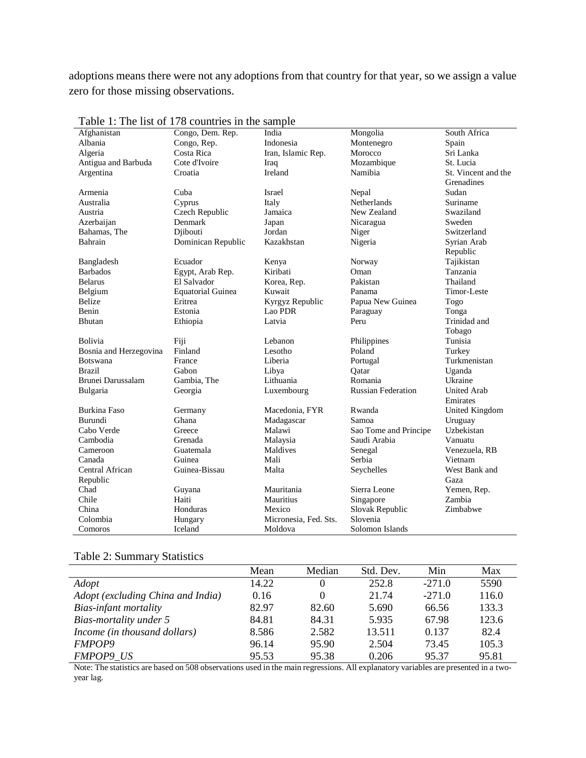adoptions means there were not any adoptions from that country for that year, so we assign a value zero for those missing observations.

Table 1: The list of 178 countries in the sample

| | | | | |
|---|---|---|---|---|
| Afghanistan | Congo, Dem. Rep. | India | Mongolia | South Africa |
| Albania | Congo, Rep. | Indonesia | Montenegro | Spain |
| Algeria | Costa Rica | Iran, Islamic Rep. | Morocco | Sri Lanka |
| Antigua and Barbuda | Cote d'Ivoire | Iraq | Mozambique | St. Lucia |
| Argentina | Croatia | Ireland | Namibia | St. Vincent and the Grenadines |
| Armenia | Cuba | Israel | Nepal | Sudan |
| Australia | Cyprus | Italy | Netherlands | Suriname |
| Austria | Czech Republic | Jamaica | New Zealand | Swaziland |
| Azerbaijan | Denmark | Japan | Nicaragua | Sweden |
| Bahamas, The | Djibouti | Jordan | Niger | Switzerland |
| Bahrain | Dominican Republic | Kazakhstan | Nigeria | Syrian Arab Republic |
| Bangladesh | Ecuador | Kenya | Norway | Tajikistan |
| Barbados | Egypt, Arab Rep. | Kiribati | Oman | Tanzania |
| Belarus | El Salvador | Korea, Rep. | Pakistan | Thailand |
| Belgium | Equatorial Guinea | Kuwait | Panama | Timor-Leste |
| Belize | Eritrea | Kyrgyz Republic | Papua New Guinea | Togo |
| Benin | Estonia | Lao PDR | Paraguay | Tonga |
| Bhutan | Ethiopia | Latvia | Peru | Trinidad and Tobago |
| Bolivia | Fiji | Lebanon | Philippines | Tunisia |
| Bosnia and Herzegovina | Finland | Lesotho | Poland | Turkey |
| Botswana | France | Liberia | Portugal | Turkmenistan |
| Brazil | Gabon | Libya | Qatar | Uganda |
| Brunei Darussalam | Gambia, The | Lithuania | Romania | Ukraine |
| Bulgaria | Georgia | Luxembourg | Russian Federation | United Arab Emirates |
| Burkina Faso | Germany | Macedonia, FYR | Rwanda | United Kingdom |
| Burundi | Ghana | Madagascar | Samoa | Uruguay |
| Cabo Verde | Greece | Malawi | Sao Tome and Principe | Uzbekistan |
| Cambodia | Grenada | Malaysia | Saudi Arabia | Vanuatu |
| Cameroon | Guatemala | Maldives | Senegal | Venezuela, RB |
| Canada | Guinea | Mali | Serbia | Vietnam |
| Central African Republic | Guinea-Bissau | Malta | Seychelles | West Bank and Gaza |
| Chad | Guyana | Mauritania | Sierra Leone | Yemen, Rep. |
| Chile | Haiti | Mauritius | Singapore | Zambia |
| China | Honduras | Mexico | Slovak Republic | Zimbabwe |
| Colombia | Hungary | Micronesia, Fed. Sts. | Slovenia | |
| Comoros | Iceland | Moldova | Solomon Islands | |

Table 2: Summary Statistics

| | Mean | Median | Std. Dev. | Min | Max |
|---|---|---|---|---|---|
| *Adopt* | 14.22 | 0 | 252.8 | -271.0 | 5590 |
| *Adopt (excluding China and India)* | 0.16 | 0 | 21.74 | -271.0 | 116.0 |
| *Bias-infant mortality* | 82.97 | 82.60 | 5.690 | 66.56 | 133.3 |
| *Bias-mortality under 5* | 84.81 | 84.31 | 5.935 | 67.98 | 123.6 |
| *Income (in thousand dollars)* | 8.586 | 2.582 | 13.511 | 0.137 | 82.4 |
| *FMPOP9* | 96.14 | 95.90 | 2.504 | 73.45 | 105.3 |
| *FMPOP9_US* | 95.53 | 95.38 | 0.206 | 95.37 | 95.81 |

Note: The statistics are based on 508 observations used in the main regressions. All explanatory variables are presented in a two-year lag.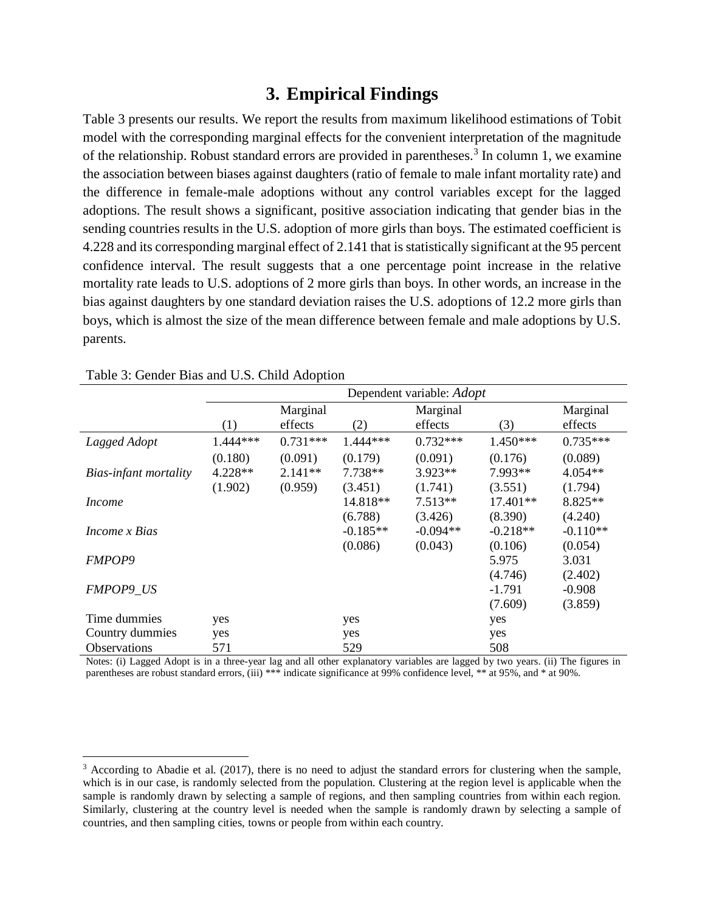# 3. Empirical Findings

Table 3 presents our results. We report the results from maximum likelihood estimations of Tobit model with the corresponding marginal effects for the convenient interpretation of the magnitude of the relationship. Robust standard errors are provided in parentheses.[3] In column 1, we examine the association between biases against daughters (ratio of female to male infant mortality rate) and the difference in female-male adoptions without any control variables except for the lagged adoptions. The result shows a significant, positive association indicating that gender bias in the sending countries results in the U.S. adoption of more girls than boys. The estimated coefficient is 4.228 and its corresponding marginal effect of 2.141 that is statistically significant at the 95 percent confidence interval. The result suggests that a one percentage point increase in the relative mortality rate leads to U.S. adoptions of 2 more girls than boys. In other words, an increase in the bias against daughters by one standard deviation raises the U.S. adoptions of 12.2 more girls than boys, which is almost the size of the mean difference between female and male adoptions by U.S. parents.

Table 3: Gender Bias and U.S. Child Adoption

| | Dependent variable: *Adopt* | | | | | |
|---|---|---|---|---|---|---|
| | (1) | Marginal effects | (2) | Marginal effects | (3) | Marginal effects |
| *Lagged Adopt* | 1.444*** | 0.731*** | 1.444*** | 0.732*** | 1.450*** | 0.735*** |
| | (0.180) | (0.091) | (0.179) | (0.091) | (0.176) | (0.089) |
| *Bias-infant mortality* | 4.228** | 2.141** | 7.738** | 3.923** | 7.993** | 4.054** |
| | (1.902) | (0.959) | (3.451) | (1.741) | (3.551) | (1.794) |
| *Income* | | | 14.818** | 7.513** | 17.401** | 8.825** |
| | | | (6.788) | (3.426) | (8.390) | (4.240) |
| *Income x Bias* | | | -0.185** | -0.094** | -0.218** | -0.110** |
| | | | (0.086) | (0.043) | (0.106) | (0.054) |
| *FMPOP9* | | | | | 5.975 | 3.031 |
| | | | | | (4.746) | (2.402) |
| *FMPOP9_US* | | | | | -1.791 | -0.908 |
| | | | | | (7.609) | (3.859) |
| Time dummies | yes | | yes | | yes | |
| Country dummies | yes | | yes | | yes | |
| Observations | 571 | | 529 | | 508 | |

Notes: (i) Lagged Adopt is in a three-year lag and all other explanatory variables are lagged by two years. (ii) The figures in parentheses are robust standard errors, (iii) *** indicate significance at 99% confidence level, ** at 95%, and * at 90%.

[3] According to Abadie et al. (2017), there is no need to adjust the standard errors for clustering when the sample, which is in our case, is randomly selected from the population. Clustering at the region level is applicable when the sample is randomly drawn by selecting a sample of regions, and then sampling countries from within each region. Similarly, clustering at the country level is needed when the sample is randomly drawn by selecting a sample of countries, and then sampling cities, towns or people from within each country.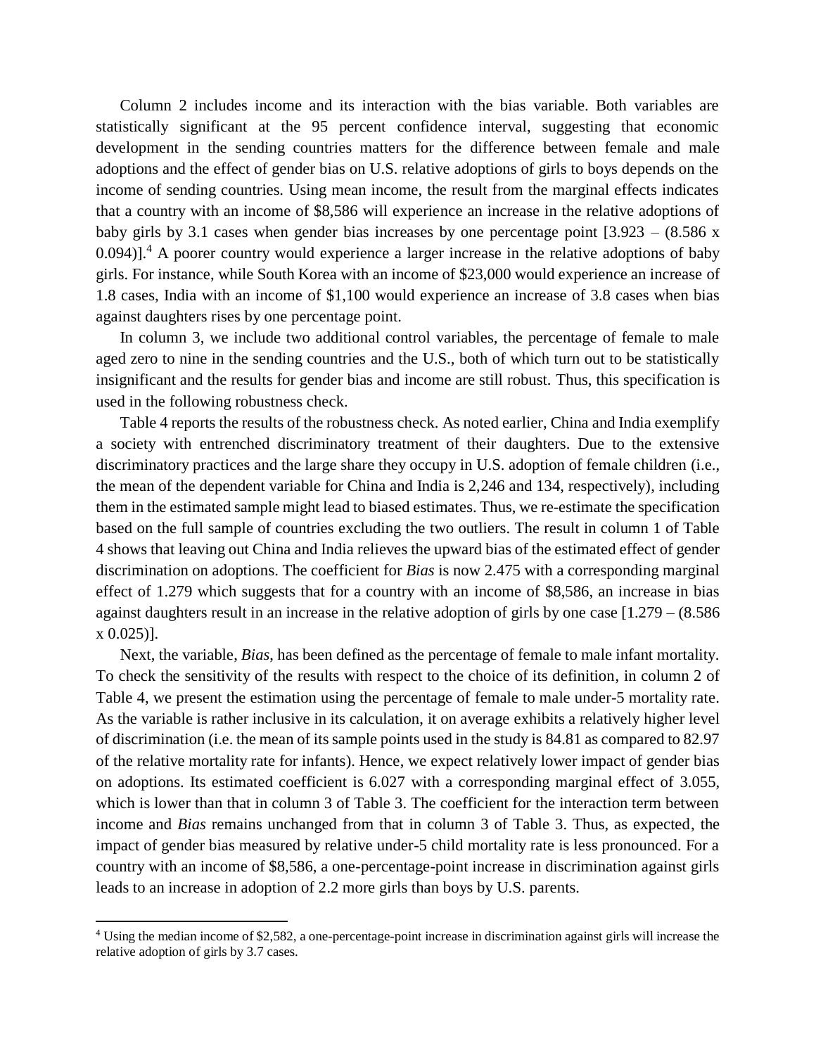Column 2 includes income and its interaction with the bias variable. Both variables are statistically significant at the 95 percent confidence interval, suggesting that economic development in the sending countries matters for the difference between female and male adoptions and the effect of gender bias on U.S. relative adoptions of girls to boys depends on the income of sending countries. Using mean income, the result from the marginal effects indicates that a country with an income of $8,586 will experience an increase in the relative adoptions of baby girls by 3.1 cases when gender bias increases by one percentage point [3.923 – (8.586 x 0.094)].[4] A poorer country would experience a larger increase in the relative adoptions of baby girls. For instance, while South Korea with an income of $23,000 would experience an increase of 1.8 cases, India with an income of $1,100 would experience an increase of 3.8 cases when bias against daughters rises by one percentage point.

In column 3, we include two additional control variables, the percentage of female to male aged zero to nine in the sending countries and the U.S., both of which turn out to be statistically insignificant and the results for gender bias and income are still robust. Thus, this specification is used in the following robustness check.

Table 4 reports the results of the robustness check. As noted earlier, China and India exemplify a society with entrenched discriminatory treatment of their daughters. Due to the extensive discriminatory practices and the large share they occupy in U.S. adoption of female children (i.e., the mean of the dependent variable for China and India is 2,246 and 134, respectively), including them in the estimated sample might lead to biased estimates. Thus, we re-estimate the specification based on the full sample of countries excluding the two outliers. The result in column 1 of Table 4 shows that leaving out China and India relieves the upward bias of the estimated effect of gender discrimination on adoptions. The coefficient for *Bias* is now 2.475 with a corresponding marginal effect of 1.279 which suggests that for a country with an income of $8,586, an increase in bias against daughters result in an increase in the relative adoption of girls by one case [1.279 – (8.586 x 0.025)].

Next, the variable, *Bias*, has been defined as the percentage of female to male infant mortality. To check the sensitivity of the results with respect to the choice of its definition, in column 2 of Table 4, we present the estimation using the percentage of female to male under-5 mortality rate. As the variable is rather inclusive in its calculation, it on average exhibits a relatively higher level of discrimination (i.e. the mean of its sample points used in the study is 84.81 as compared to 82.97 of the relative mortality rate for infants). Hence, we expect relatively lower impact of gender bias on adoptions. Its estimated coefficient is 6.027 with a corresponding marginal effect of 3.055, which is lower than that in column 3 of Table 3. The coefficient for the interaction term between income and *Bias* remains unchanged from that in column 3 of Table 3. Thus, as expected, the impact of gender bias measured by relative under-5 child mortality rate is less pronounced. For a country with an income of $8,586, a one-percentage-point increase in discrimination against girls leads to an increase in adoption of 2.2 more girls than boys by U.S. parents.

---

[4] Using the median income of $2,582, a one-percentage-point increase in discrimination against girls will increase the relative adoption of girls by 3.7 cases.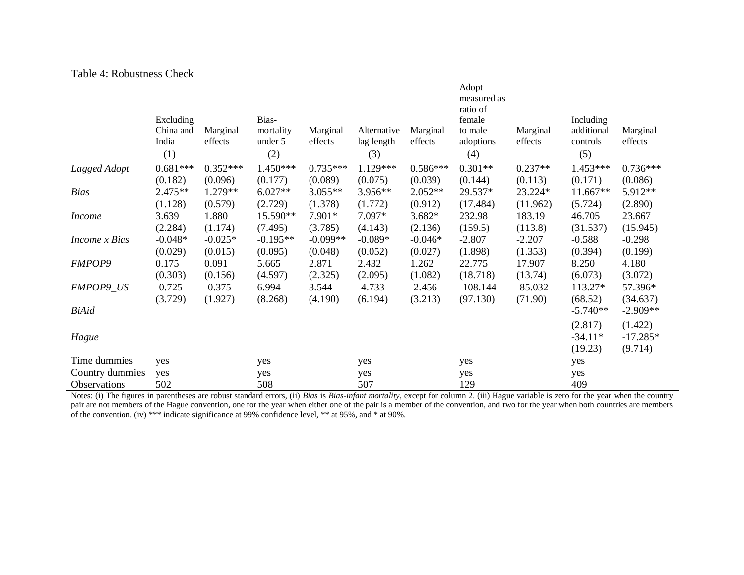Table 4: Robustness Check

| | Excluding China and India | Marginal effects | Bias-mortality under 5 | Marginal effects | Alternative lag length | Marginal effects | Adopt measured as ratio of female to male adoptions | Marginal effects | Including additional controls | Marginal effects |
|---|---|---|---|---|---|---|---|---|---|---|
| | (1) | | (2) | | (3) | | (4) | | (5) | |
| *Lagged Adopt* | 0.681*** | 0.352*** | 1.450*** | 0.735*** | 1.129*** | 0.586*** | 0.301** | 0.237** | 1.453*** | 0.736*** |
| | (0.182) | (0.096) | (0.177) | (0.089) | (0.075) | (0.039) | (0.144) | (0.113) | (0.171) | (0.086) |
| *Bias* | 2.475** | 1.279** | 6.027** | 3.055** | 3.956** | 2.052** | 29.537* | 23.224* | 11.667** | 5.912** |
| | (1.128) | (0.579) | (2.729) | (1.378) | (1.772) | (0.912) | (17.484) | (11.962) | (5.724) | (2.890) |
| *Income* | 3.639 | 1.880 | 15.590** | 7.901* | 7.097* | 3.682* | 232.98 | 183.19 | 46.705 | 23.667 |
| | (2.284) | (1.174) | (7.495) | (3.785) | (4.143) | (2.136) | (159.5) | (113.8) | (31.537) | (15.945) |
| *Income x Bias* | -0.048* | -0.025* | -0.195** | -0.099** | -0.089* | -0.046* | -2.807 | -2.207 | -0.588 | -0.298 |
| | (0.029) | (0.015) | (0.095) | (0.048) | (0.052) | (0.027) | (1.898) | (1.353) | (0.394) | (0.199) |
| *FMPOP9* | 0.175 | 0.091 | 5.665 | 2.871 | 2.432 | 1.262 | 22.775 | 17.907 | 8.250 | 4.180 |
| | (0.303) | (0.156) | (4.597) | (2.325) | (2.095) | (1.082) | (18.718) | (13.74) | (6.073) | (3.072) |
| *FMPOP9_US* | -0.725 | -0.375 | 6.994 | 3.544 | -4.733 | -2.456 | -108.144 | -85.032 | 113.27* | 57.396* |
| | (3.729) | (1.927) | (8.268) | (4.190) | (6.194) | (3.213) | (97.130) | (71.90) | (68.52) | (34.637) |
| *BiAid* | | | | | | | | | -5.740** | -2.909** |
| | | | | | | | | | (2.817) | (1.422) |
| *Hague* | | | | | | | | | -34.11* | -17.285* |
| | | | | | | | | | (19.23) | (9.714) |
| Time dummies | yes | | yes | | yes | | yes | | yes | |
| Country dummies | yes | | yes | | yes | | yes | | yes | |
| Observations | 502 | | 508 | | 507 | | 129 | | 409 | |

Notes: (i) The figures in parentheses are robust standard errors, (ii) *Bias* is *Bias-infant mortality*, except for column 2. (iii) Hague variable is zero for the year when the country pair are not members of the Hague convention, one for the year when either one of the pair is a member of the convention, and two for the year when both countries are members of the convention. (iv) *** indicate significance at 99% confidence level, ** at 95%, and * at 90%.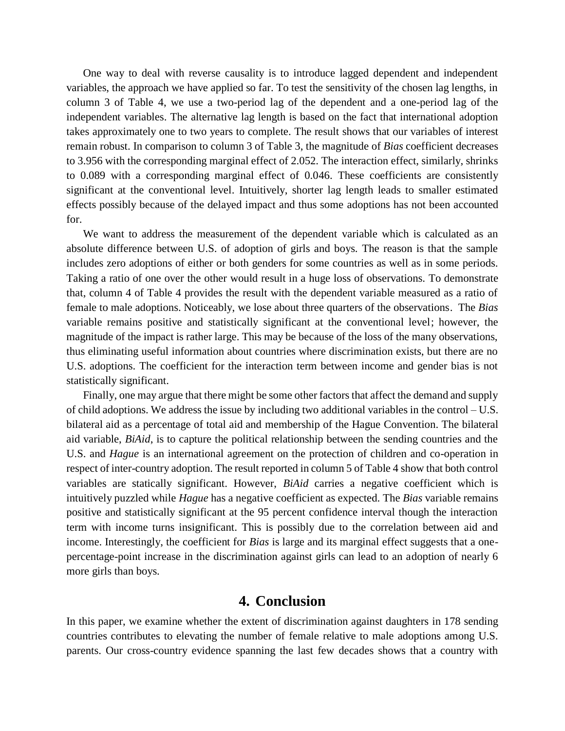One way to deal with reverse causality is to introduce lagged dependent and independent variables, the approach we have applied so far. To test the sensitivity of the chosen lag lengths, in column 3 of Table 4, we use a two-period lag of the dependent and a one-period lag of the independent variables. The alternative lag length is based on the fact that international adoption takes approximately one to two years to complete. The result shows that our variables of interest remain robust. In comparison to column 3 of Table 3, the magnitude of *Bias* coefficient decreases to 3.956 with the corresponding marginal effect of 2.052. The interaction effect, similarly, shrinks to 0.089 with a corresponding marginal effect of 0.046. These coefficients are consistently significant at the conventional level. Intuitively, shorter lag length leads to smaller estimated effects possibly because of the delayed impact and thus some adoptions has not been accounted for.

We want to address the measurement of the dependent variable which is calculated as an absolute difference between U.S. of adoption of girls and boys. The reason is that the sample includes zero adoptions of either or both genders for some countries as well as in some periods. Taking a ratio of one over the other would result in a huge loss of observations. To demonstrate that, column 4 of Table 4 provides the result with the dependent variable measured as a ratio of female to male adoptions. Noticeably, we lose about three quarters of the observations. The *Bias* variable remains positive and statistically significant at the conventional level; however, the magnitude of the impact is rather large. This may be because of the loss of the many observations, thus eliminating useful information about countries where discrimination exists, but there are no U.S. adoptions. The coefficient for the interaction term between income and gender bias is not statistically significant.

Finally, one may argue that there might be some other factors that affect the demand and supply of child adoptions. We address the issue by including two additional variables in the control – U.S. bilateral aid as a percentage of total aid and membership of the Hague Convention. The bilateral aid variable, *BiAid*, is to capture the political relationship between the sending countries and the U.S. and *Hague* is an international agreement on the protection of children and co-operation in respect of inter-country adoption. The result reported in column 5 of Table 4 show that both control variables are statically significant. However, *BiAid* carries a negative coefficient which is intuitively puzzled while *Hague* has a negative coefficient as expected. The *Bias* variable remains positive and statistically significant at the 95 percent confidence interval though the interaction term with income turns insignificant. This is possibly due to the correlation between aid and income. Interestingly, the coefficient for *Bias* is large and its marginal effect suggests that a one-percentage-point increase in the discrimination against girls can lead to an adoption of nearly 6 more girls than boys.

## 4. Conclusion

In this paper, we examine whether the extent of discrimination against daughters in 178 sending countries contributes to elevating the number of female relative to male adoptions among U.S. parents. Our cross-country evidence spanning the last few decades shows that a country with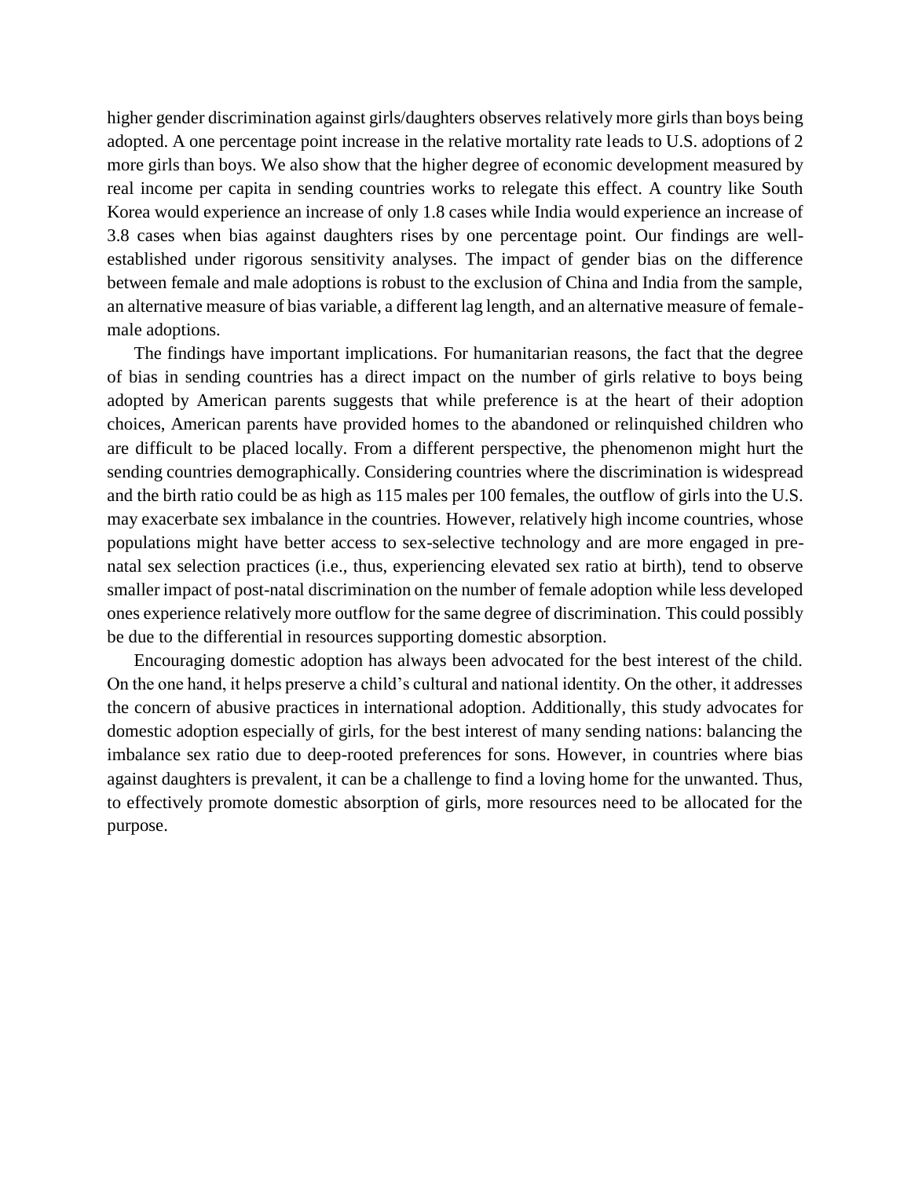higher gender discrimination against girls/daughters observes relatively more girls than boys being adopted. A one percentage point increase in the relative mortality rate leads to U.S. adoptions of 2 more girls than boys. We also show that the higher degree of economic development measured by real income per capita in sending countries works to relegate this effect. A country like South Korea would experience an increase of only 1.8 cases while India would experience an increase of 3.8 cases when bias against daughters rises by one percentage point. Our findings are well-established under rigorous sensitivity analyses. The impact of gender bias on the difference between female and male adoptions is robust to the exclusion of China and India from the sample, an alternative measure of bias variable, a different lag length, and an alternative measure of female-male adoptions.

The findings have important implications. For humanitarian reasons, the fact that the degree of bias in sending countries has a direct impact on the number of girls relative to boys being adopted by American parents suggests that while preference is at the heart of their adoption choices, American parents have provided homes to the abandoned or relinquished children who are difficult to be placed locally. From a different perspective, the phenomenon might hurt the sending countries demographically. Considering countries where the discrimination is widespread and the birth ratio could be as high as 115 males per 100 females, the outflow of girls into the U.S. may exacerbate sex imbalance in the countries. However, relatively high income countries, whose populations might have better access to sex-selective technology and are more engaged in pre-natal sex selection practices (i.e., thus, experiencing elevated sex ratio at birth), tend to observe smaller impact of post-natal discrimination on the number of female adoption while less developed ones experience relatively more outflow for the same degree of discrimination. This could possibly be due to the differential in resources supporting domestic absorption.

Encouraging domestic adoption has always been advocated for the best interest of the child. On the one hand, it helps preserve a child's cultural and national identity. On the other, it addresses the concern of abusive practices in international adoption. Additionally, this study advocates for domestic adoption especially of girls, for the best interest of many sending nations: balancing the imbalance sex ratio due to deep-rooted preferences for sons. However, in countries where bias against daughters is prevalent, it can be a challenge to find a loving home for the unwanted. Thus, to effectively promote domestic absorption of girls, more resources need to be allocated for the purpose.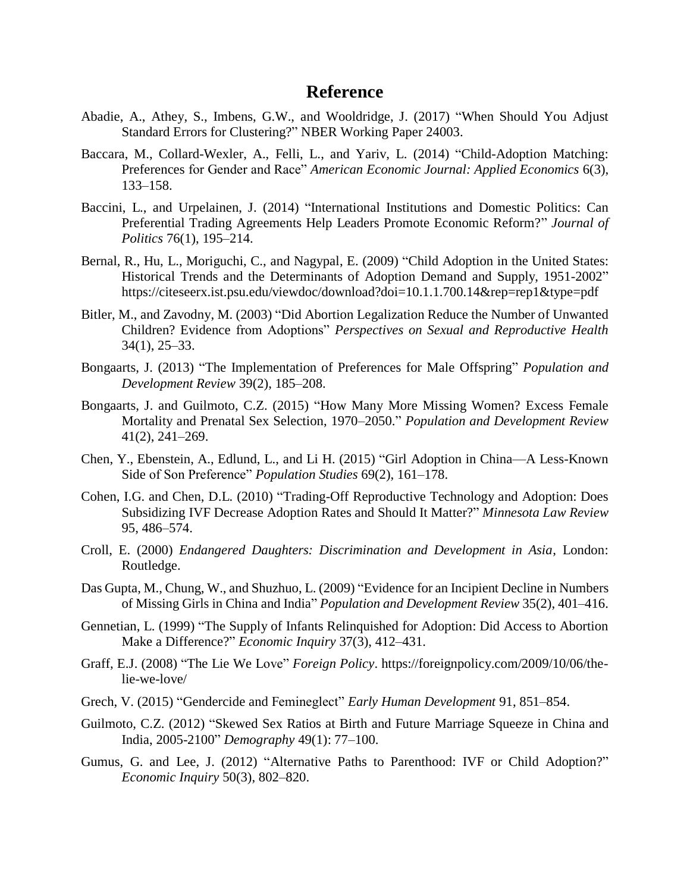# Reference

Abadie, A., Athey, S., Imbens, G.W., and Wooldridge, J. (2017) "When Should You Adjust Standard Errors for Clustering?" NBER Working Paper 24003.

Baccara, M., Collard-Wexler, A., Felli, L., and Yariv, L. (2014) "Child-Adoption Matching: Preferences for Gender and Race" *American Economic Journal: Applied Economics* 6(3), 133–158.

Baccini, L., and Urpelainen, J. (2014) "International Institutions and Domestic Politics: Can Preferential Trading Agreements Help Leaders Promote Economic Reform?" *Journal of Politics* 76(1), 195–214.

Bernal, R., Hu, L., Moriguchi, C., and Nagypal, E. (2009) "Child Adoption in the United States: Historical Trends and the Determinants of Adoption Demand and Supply, 1951-2002" https://citeseerx.ist.psu.edu/viewdoc/download?doi=10.1.1.700.14&rep=rep1&type=pdf

Bitler, M., and Zavodny, M. (2003) "Did Abortion Legalization Reduce the Number of Unwanted Children? Evidence from Adoptions" *Perspectives on Sexual and Reproductive Health* 34(1), 25–33.

Bongaarts, J. (2013) "The Implementation of Preferences for Male Offspring" *Population and Development Review* 39(2), 185–208.

Bongaarts, J. and Guilmoto, C.Z. (2015) "How Many More Missing Women? Excess Female Mortality and Prenatal Sex Selection, 1970–2050." *Population and Development Review* 41(2), 241–269.

Chen, Y., Ebenstein, A., Edlund, L., and Li H. (2015) "Girl Adoption in China—A Less-Known Side of Son Preference" *Population Studies* 69(2), 161–178.

Cohen, I.G. and Chen, D.L. (2010) "Trading-Off Reproductive Technology and Adoption: Does Subsidizing IVF Decrease Adoption Rates and Should It Matter?" *Minnesota Law Review* 95, 486–574.

Croll, E. (2000) *Endangered Daughters: Discrimination and Development in Asia*, London: Routledge.

Das Gupta, M., Chung, W., and Shuzhuo, L. (2009) "Evidence for an Incipient Decline in Numbers of Missing Girls in China and India" *Population and Development Review* 35(2), 401–416.

Gennetian, L. (1999) "The Supply of Infants Relinquished for Adoption: Did Access to Abortion Make a Difference?" *Economic Inquiry* 37(3), 412–431.

Graff, E.J. (2008) "The Lie We Love" *Foreign Policy*. https://foreignpolicy.com/2009/10/06/the-lie-we-love/

Grech, V. (2015) "Gendercide and Femineglect" *Early Human Development* 91, 851–854.

Guilmoto, C.Z. (2012) "Skewed Sex Ratios at Birth and Future Marriage Squeeze in China and India, 2005-2100" *Demography* 49(1): 77–100.

Gumus, G. and Lee, J. (2012) "Alternative Paths to Parenthood: IVF or Child Adoption?" *Economic Inquiry* 50(3), 802–820.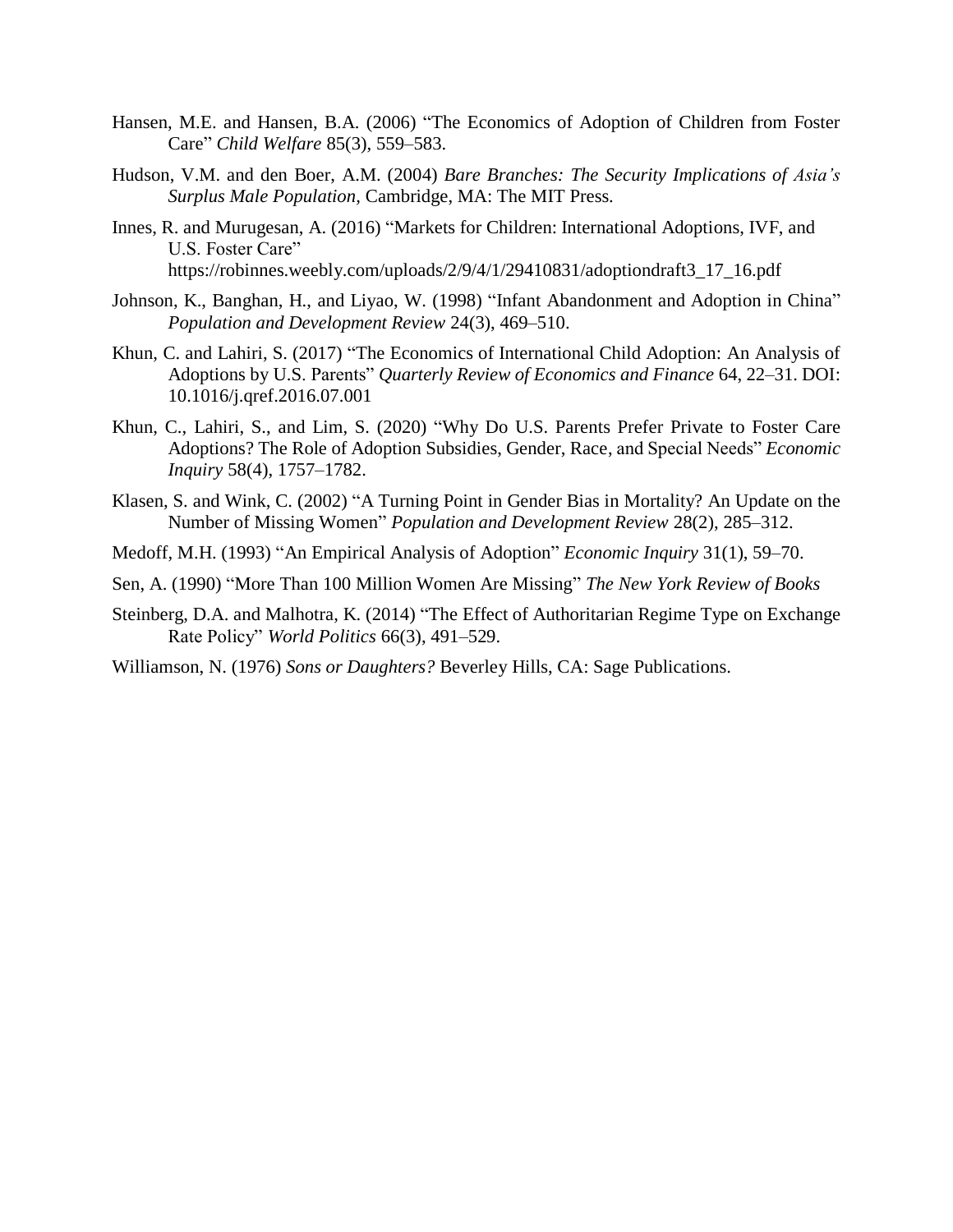Hansen, M.E. and Hansen, B.A. (2006) "The Economics of Adoption of Children from Foster Care" *Child Welfare* 85(3), 559–583.

Hudson, V.M. and den Boer, A.M. (2004) *Bare Branches: The Security Implications of Asia's Surplus Male Population,* Cambridge, MA: The MIT Press.

Innes, R. and Murugesan, A. (2016) "Markets for Children: International Adoptions, IVF, and U.S. Foster Care" https://robinnes.weebly.com/uploads/2/9/4/1/29410831/adoptiondraft3_17_16.pdf

Johnson, K., Banghan, H., and Liyao, W. (1998) "Infant Abandonment and Adoption in China" *Population and Development Review* 24(3), 469–510.

Khun, C. and Lahiri, S. (2017) "The Economics of International Child Adoption: An Analysis of Adoptions by U.S. Parents" *Quarterly Review of Economics and Finance* 64, 22–31. DOI: 10.1016/j.qref.2016.07.001

Khun, C., Lahiri, S., and Lim, S. (2020) "Why Do U.S. Parents Prefer Private to Foster Care Adoptions? The Role of Adoption Subsidies, Gender, Race, and Special Needs" *Economic Inquiry* 58(4), 1757–1782.

Klasen, S. and Wink, C. (2002) "A Turning Point in Gender Bias in Mortality? An Update on the Number of Missing Women" *Population and Development Review* 28(2), 285–312.

Medoff, M.H. (1993) "An Empirical Analysis of Adoption" *Economic Inquiry* 31(1), 59–70.

Sen, A. (1990) "More Than 100 Million Women Are Missing" *The New York Review of Books*

Steinberg, D.A. and Malhotra, K. (2014) "The Effect of Authoritarian Regime Type on Exchange Rate Policy" *World Politics* 66(3), 491–529.

Williamson, N. (1976) *Sons or Daughters?* Beverley Hills, CA: Sage Publications.